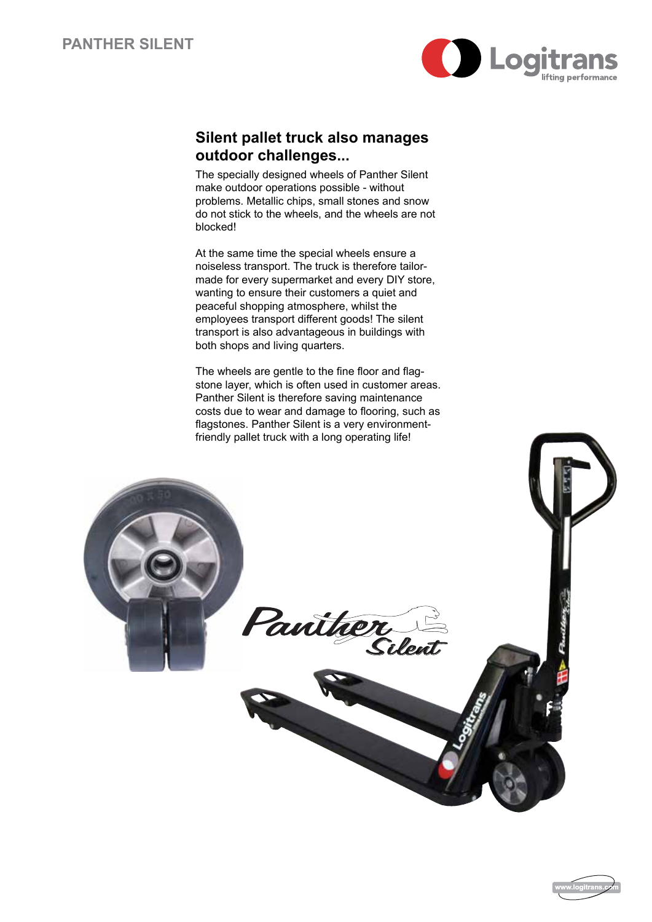# PANTHER SILENT

## Silent pallet truck also manages outdoor challenges...

The specially designed wheels of Panther Silent make outdoor operations possible - without problems. Metallic chips, small stones and snow do not stick to the wheels, and the wheels are not blocked!

At the same time the special wheels ensure a noiseless transport. The truck is therefore tailor-made for every supermarket and every DIY store, wanting to ensure their customers a quiet and peaceful shopping atmosphere, whilst the employees transport different goods! The silent transport is also advantageous in buildings with both shops and living quarters.

The wheels are gentle to the fine floor and flag-stone layer, which is often used in customer areas. Panther Silent is therefore saving maintenance costs due to wear and damage to flooring, such as flagstones. Panther Silent is a very environment-friendly pallet truck with a long operating life!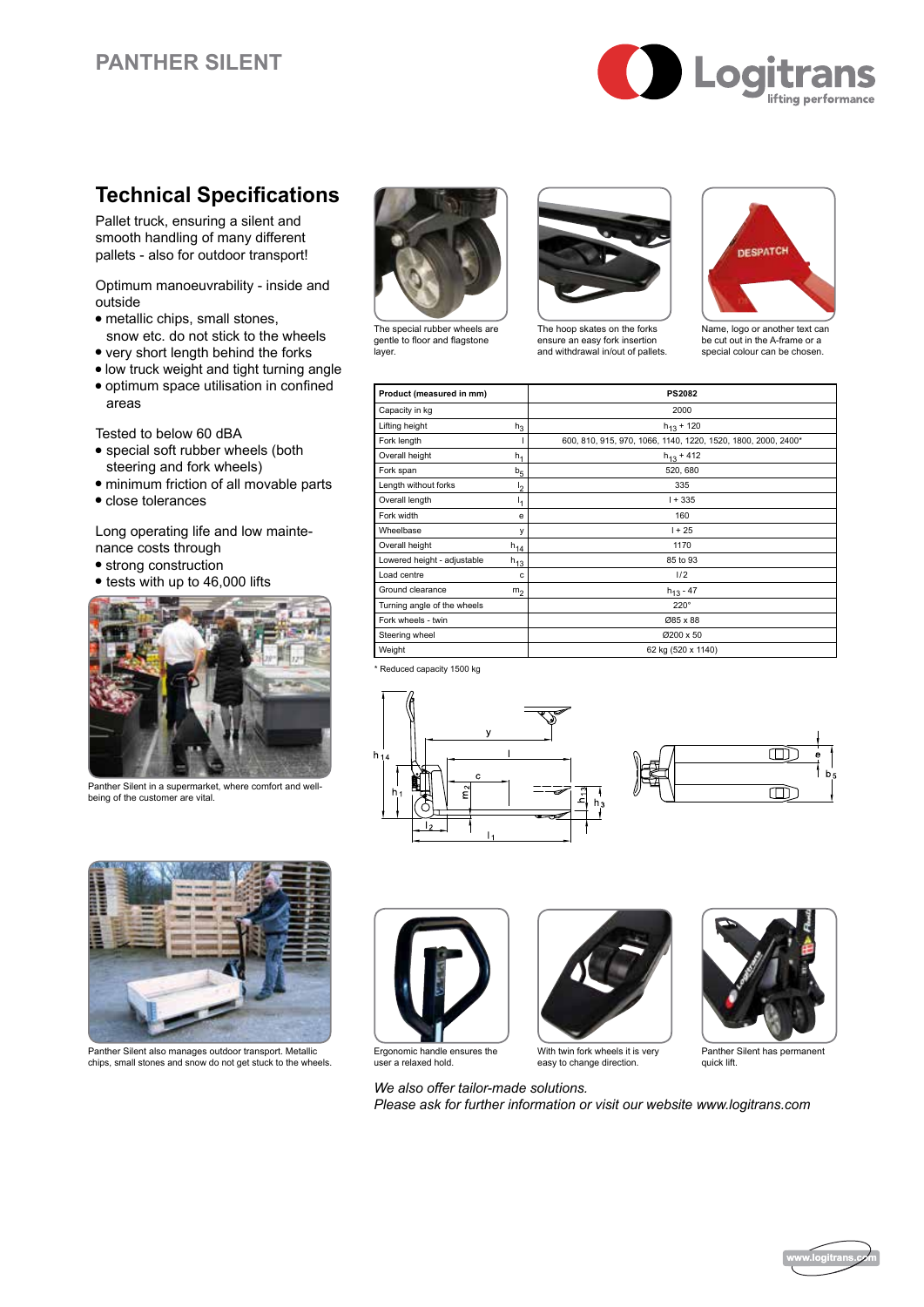# PANTHER SILENT

## Technical Specifications

Pallet truck, ensuring a silent and smooth handling of many different pallets - also for outdoor transport!

Optimum manoeuvrability - inside and outside

- metallic chips, small stones, snow etc. do not stick to the wheels
- very short length behind the forks
- low truck weight and tight turning angle
- optimum space utilisation in confined areas

Tested to below 60 dBA

- special soft rubber wheels (both steering and fork wheels)
- minimum friction of all movable parts
- close tolerances

Long operating life and low maintenance costs through

- strong construction
- tests with up to 46,000 lifts

Panther Silent in a supermarket, where comfort and well-being of the customer are vital.

Panther Silent also manages outdoor transport. Metallic chips, small stones and snow do not get stuck to the wheels.

The special rubber wheels are gentle to floor and flagstone layer.

The hoop skates on the forks ensure an easy fork insertion and withdrawal in/out of pallets.

Name, logo or another text can be cut out in the A-frame or a special colour can be chosen.

| Product (measured in mm) | | PS2082 |
|---|---|---|
| Capacity in kg | | 2000 |
| Lifting height | $h_3$ | $h_{13}$ + 120 |
| Fork length | l | 600, 810, 915, 970, 1066, 1140, 1220, 1520, 1800, 2000, 2400* |
| Overall height | $h_1$ | $h_{13}$ + 412 |
| Fork span | $b_5$ | 520, 680 |
| Length without forks | $l_2$ | 335 |
| Overall length | $l_1$ | l + 335 |
| Fork width | e | 160 |
| Wheelbase | y | l + 25 |
| Overall height | $h_{14}$ | 1170 |
| Lowered height - adjustable | $h_{13}$ | 85 to 93 |
| Load centre | c | l / 2 |
| Ground clearance | $m_2$ | $h_{13}$ - 47 |
| Turning angle of the wheels | | 220° |
| Fork wheels - twin | | Ø85 x 88 |
| Steering wheel | | Ø200 x 50 |
| Weight | | 62 kg (520 x 1140) |

\* Reduced capacity 1500 kg

Ergonomic handle ensures the user a relaxed hold.

With twin fork wheels it is very easy to change direction.

Panther Silent has permanent quick lift.

*We also offer tailor-made solutions.*
*Please ask for further information or visit our website www.logitrans.com*